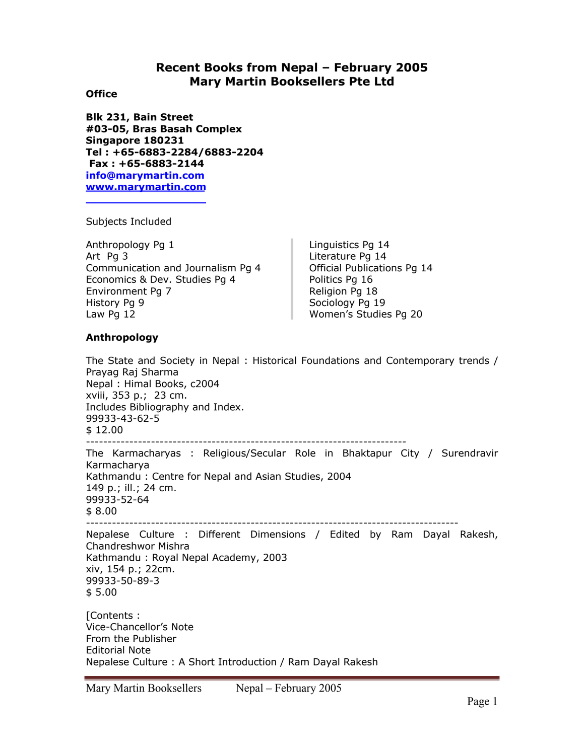# Recent Books from Nepal – February 2005
# Mary Martin Booksellers Pte Ltd

**Office**

**Blk 231, Bain Street**
**#03-05, Bras Basah Complex**
**Singapore 180231**
**Tel : +65-6883-2284/6883-2204**
**Fax : +65-6883-2144**
**info@marymartin.com**
**www.marymartin.com**

Subjects Included

Anthropology Pg 1
Art Pg 3
Communication and Journalism Pg 4
Economics & Dev. Studies Pg 4
Environment Pg 7
History Pg 9
Law Pg 12
Linguistics Pg 14
Literature Pg 14
Official Publications Pg 14
Politics Pg 16
Religion Pg 18
Sociology Pg 19
Women's Studies Pg 20

## Anthropology

The State and Society in Nepal : Historical Foundations and Contemporary trends / Prayag Raj Sharma
Nepal : Himal Books, c2004
xviii, 353 p.; 23 cm.
Includes Bibliography and Index.
99933-43-62-5
$ 12.00

---

The Karmacharyas : Religious/Secular Role in Bhaktapur City / Surendravir Karmacharya
Kathmandu : Centre for Nepal and Asian Studies, 2004
149 p.; ill.; 24 cm.
99933-52-64
$ 8.00

---

Nepalese Culture : Different Dimensions / Edited by Ram Dayal Rakesh, Chandreshwor Mishra
Kathmandu : Royal Nepal Academy, 2003
xiv, 154 p.; 22cm.
99933-50-89-3
$ 5.00

[Contents :
Vice-Chancellor's Note
From the Publisher
Editorial Note
Nepalese Culture : A Short Introduction / Ram Dayal Rakesh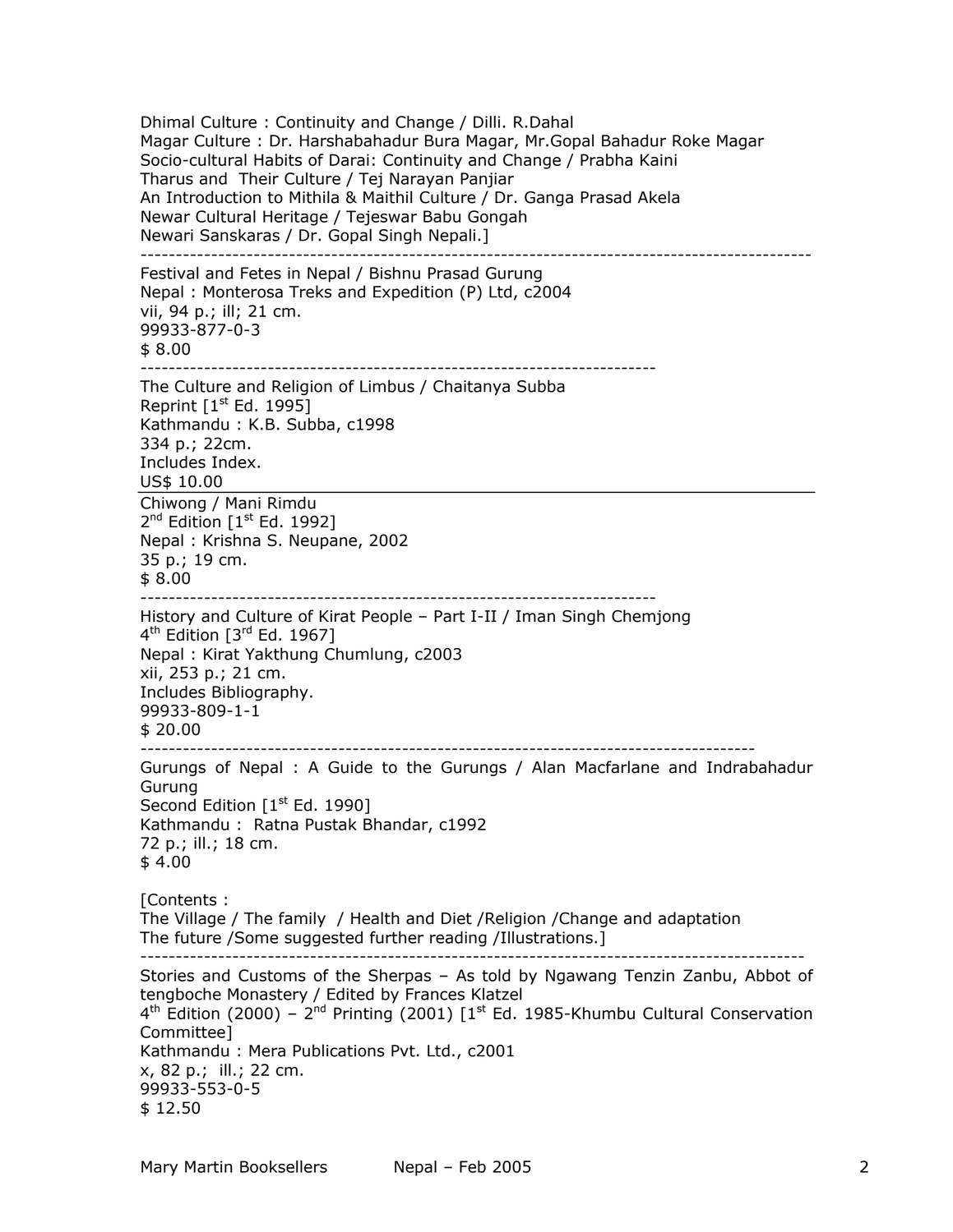Dhimal Culture : Continuity and Change / Dilli. R.Dahal
Magar Culture : Dr. Harshabahadur Bura Magar, Mr.Gopal Bahadur Roke Magar
Socio-cultural Habits of Darai: Continuity and Change / Prabha Kaini
Tharus and Their Culture / Tej Narayan Panjiar
An Introduction to Mithila & Maithil Culture / Dr. Ganga Prasad Akela
Newar Cultural Heritage / Tejeswar Babu Gongah
Newari Sanskaras / Dr. Gopal Singh Nepali.]

---

Festival and Fetes in Nepal / Bishnu Prasad Gurung
Nepal : Monterosa Treks and Expedition (P) Ltd, c2004
vii, 94 p.; ill; 21 cm.
99933-877-0-3
$ 8.00

---

The Culture and Religion of Limbus / Chaitanya Subba
Reprint [1st Ed. 1995]
Kathmandu : K.B. Subba, c1998
334 p.; 22cm.
Includes Index.
US$ 10.00

---

Chiwong / Mani Rimdu
2nd Edition [1st Ed. 1992]
Nepal : Krishna S. Neupane, 2002
35 p.; 19 cm.
$ 8.00

---

History and Culture of Kirat People – Part I-II / Iman Singh Chemjong
4th Edition [3rd Ed. 1967]
Nepal : Kirat Yakthung Chumlung, c2003
xii, 253 p.; 21 cm.
Includes Bibliography.
99933-809-1-1
$ 20.00

---

Gurungs of Nepal : A Guide to the Gurungs / Alan Macfarlane and Indrabahadur Gurung
Second Edition [1st Ed. 1990]
Kathmandu : Ratna Pustak Bhandar, c1992
72 p.; ill.; 18 cm.
$ 4.00

[Contents :
The Village / The family / Health and Diet /Religion /Change and adaptation
The future /Some suggested further reading /Illustrations.]

---

Stories and Customs of the Sherpas – As told by Ngawang Tenzin Zanbu, Abbot of tengboche Monastery / Edited by Frances Klatzel
4th Edition (2000) – 2nd Printing (2001) [1st Ed. 1985-Khumbu Cultural Conservation Committee]
Kathmandu : Mera Publications Pvt. Ltd., c2001
x, 82 p.; ill.; 22 cm.
99933-553-0-5
$ 12.50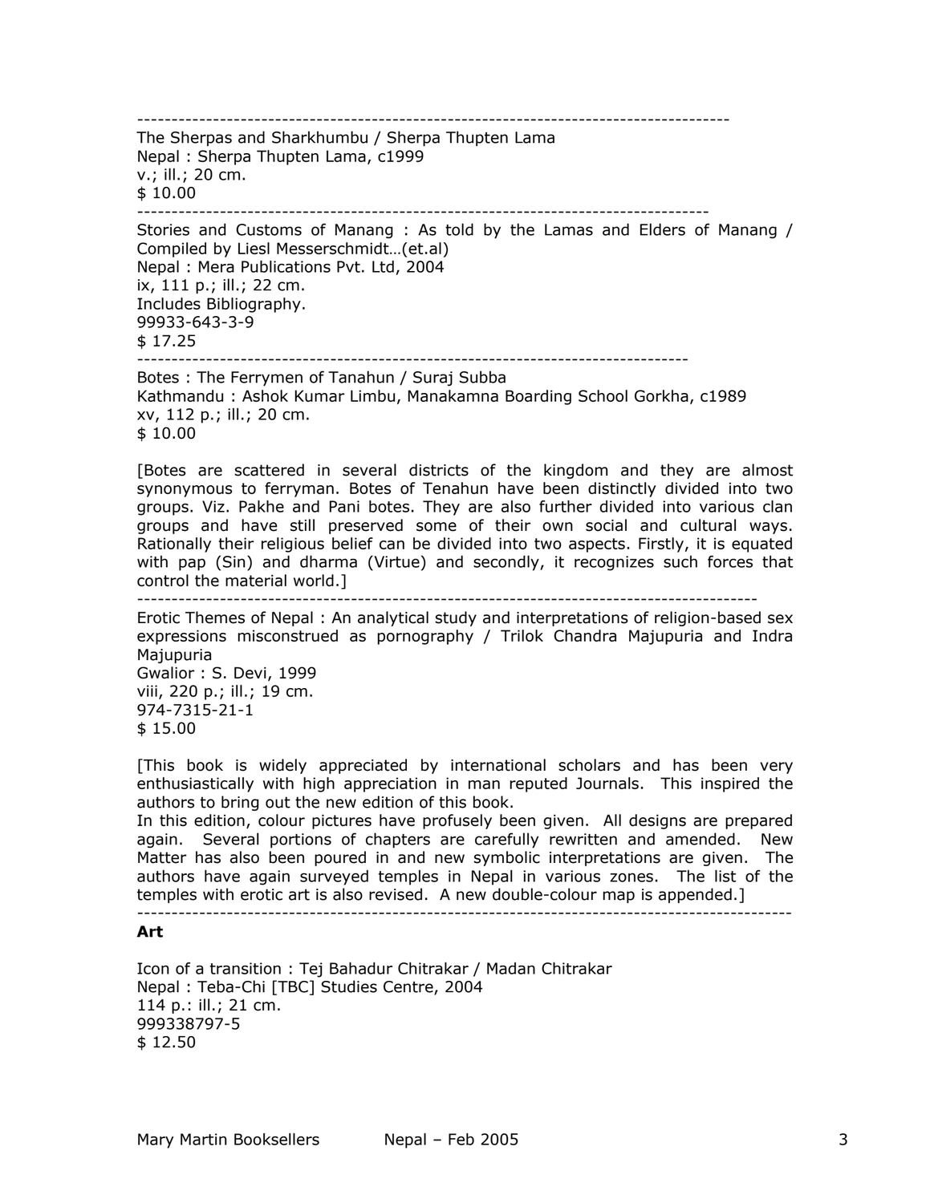---

The Sherpas and Sharkhumbu / Sherpa Thupten Lama
Nepal : Sherpa Thupten Lama, c1999
v.; ill.; 20 cm.
$ 10.00

---

Stories and Customs of Manang : As told by the Lamas and Elders of Manang / Compiled by Liesl Messerschmidt…(et.al)
Nepal : Mera Publications Pvt. Ltd, 2004
ix, 111 p.; ill.; 22 cm.
Includes Bibliography.
99933-643-3-9
$ 17.25

---

Botes : The Ferrymen of Tanahun / Suraj Subba
Kathmandu : Ashok Kumar Limbu, Manakamna Boarding School Gorkha, c1989
xv, 112 p.; ill.; 20 cm.
$ 10.00

[Botes are scattered in several districts of the kingdom and they are almost synonymous to ferryman. Botes of Tenahun have been distinctly divided into two groups. Viz. Pakhe and Pani botes. They are also further divided into various clan groups and have still preserved some of their own social and cultural ways. Rationally their religious belief can be divided into two aspects. Firstly, it is equated with pap (Sin) and dharma (Virtue) and secondly, it recognizes such forces that control the material world.]

---

Erotic Themes of Nepal : An analytical study and interpretations of religion-based sex expressions misconstrued as pornography / Trilok Chandra Majupuria and Indra Majupuria
Gwalior : S. Devi, 1999
viii, 220 p.; ill.; 19 cm.
974-7315-21-1
$ 15.00

[This book is widely appreciated by international scholars and has been very enthusiastically with high appreciation in man reputed Journals. This inspired the authors to bring out the new edition of this book.
In this edition, colour pictures have profusely been given. All designs are prepared again. Several portions of chapters are carefully rewritten and amended. New Matter has also been poured in and new symbolic interpretations are given. The authors have again surveyed temples in Nepal in various zones. The list of the temples with erotic art is also revised. A new double-colour map is appended.]

---

**Art**

Icon of a transition : Tej Bahadur Chitrakar / Madan Chitrakar
Nepal : Teba-Chi [TBC] Studies Centre, 2004
114 p.: ill.; 21 cm.
999338797-5
$ 12.50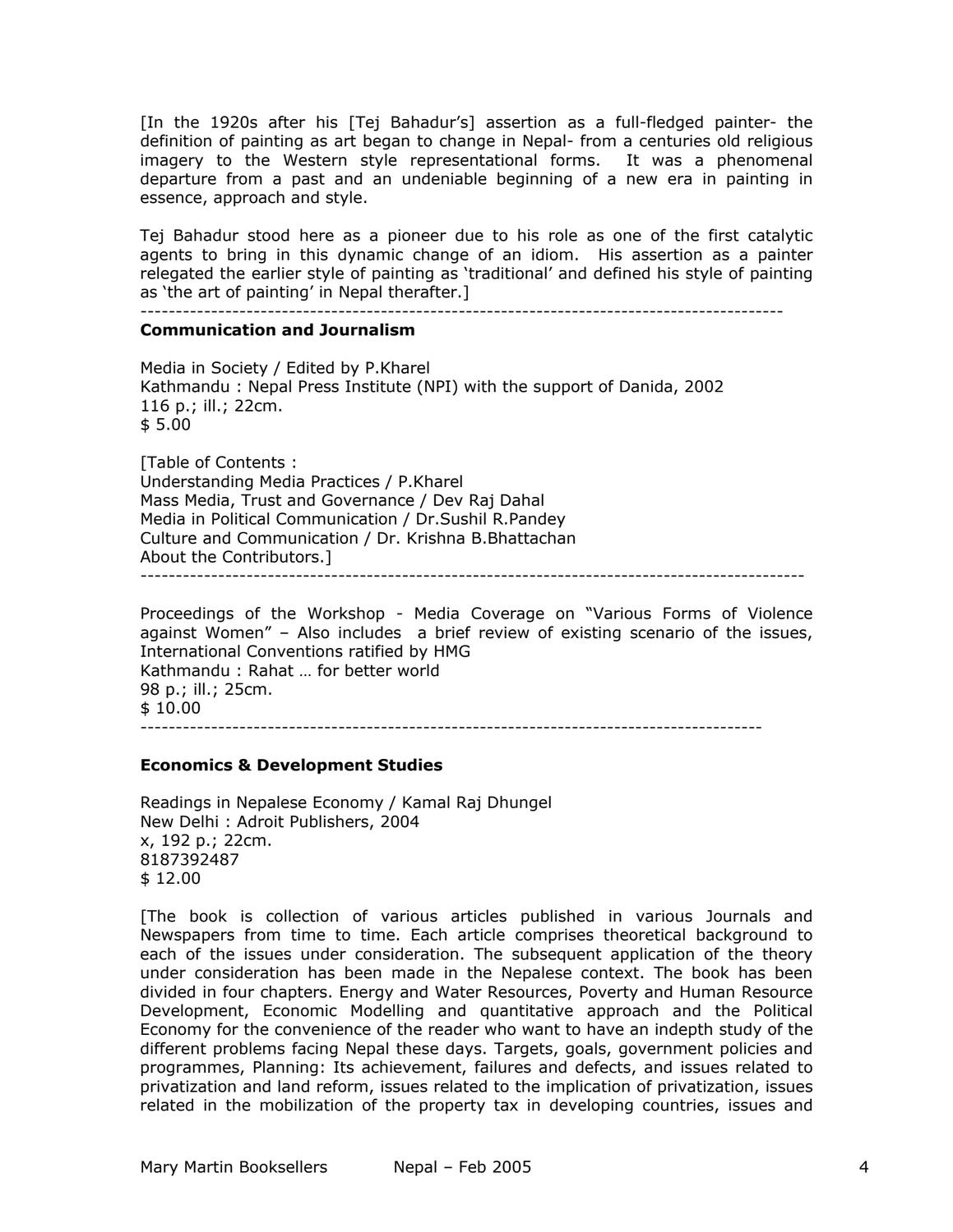[In the 1920s after his [Tej Bahadur's] assertion as a full-fledged painter- the definition of painting as art began to change in Nepal- from a centuries old religious imagery to the Western style representational forms. It was a phenomenal departure from a past and an undeniable beginning of a new era in painting in essence, approach and style.

Tej Bahadur stood here as a pioneer due to his role as one of the first catalytic agents to bring in this dynamic change of an idiom. His assertion as a painter relegated the earlier style of painting as 'traditional' and defined his style of painting as 'the art of painting' in Nepal therafter.]

---

**Communication and Journalism**

Media in Society / Edited by P.Kharel
Kathmandu : Nepal Press Institute (NPI) with the support of Danida, 2002
116 p.; ill.; 22cm.
$ 5.00

[Table of Contents :
Understanding Media Practices / P.Kharel
Mass Media, Trust and Governance / Dev Raj Dahal
Media in Political Communication / Dr.Sushil R.Pandey
Culture and Communication / Dr. Krishna B.Bhattachan
About the Contributors.]

---

Proceedings of the Workshop - Media Coverage on "Various Forms of Violence against Women" – Also includes a brief review of existing scenario of the issues, International Conventions ratified by HMG
Kathmandu : Rahat … for better world
98 p.; ill.; 25cm.
$ 10.00

---

**Economics & Development Studies**

Readings in Nepalese Economy / Kamal Raj Dhungel
New Delhi : Adroit Publishers, 2004
x, 192 p.; 22cm.
8187392487
$ 12.00

[The book is collection of various articles published in various Journals and Newspapers from time to time. Each article comprises theoretical background to each of the issues under consideration. The subsequent application of the theory under consideration has been made in the Nepalese context. The book has been divided in four chapters. Energy and Water Resources, Poverty and Human Resource Development, Economic Modelling and quantitative approach and the Political Economy for the convenience of the reader who want to have an indepth study of the different problems facing Nepal these days. Targets, goals, government policies and programmes, Planning: Its achievement, failures and defects, and issues related to privatization and land reform, issues related to the implication of privatization, issues related in the mobilization of the property tax in developing countries, issues and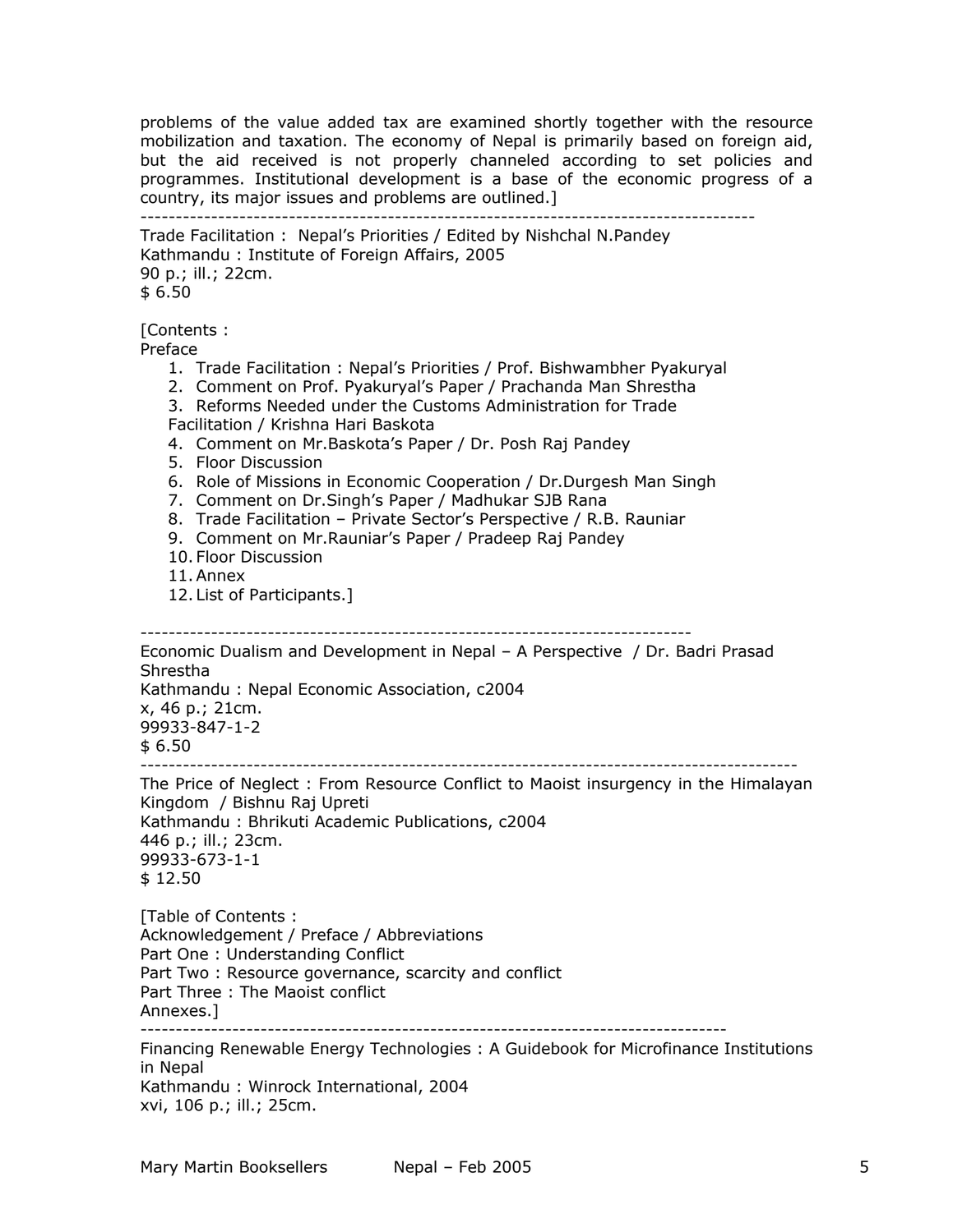problems of the value added tax are examined shortly together with the resource mobilization and taxation. The economy of Nepal is primarily based on foreign aid, but the aid received is not properly channeled according to set policies and programmes. Institutional development is a base of the economic progress of a country, its major issues and problems are outlined.]

---

Trade Facilitation : Nepal's Priorities / Edited by Nishchal N.Pandey
Kathmandu : Institute of Foreign Affairs, 2005
90 p.; ill.; 22cm.
$ 6.50

[Contents :
Preface

1. Trade Facilitation : Nepal's Priorities / Prof. Bishwambher Pyakuryal
2. Comment on Prof. Pyakuryal's Paper / Prachanda Man Shrestha
3. Reforms Needed under the Customs Administration for Trade Facilitation / Krishna Hari Baskota
4. Comment on Mr.Baskota's Paper / Dr. Posh Raj Pandey
5. Floor Discussion
6. Role of Missions in Economic Cooperation / Dr.Durgesh Man Singh
7. Comment on Dr.Singh's Paper / Madhukar SJB Rana
8. Trade Facilitation – Private Sector's Perspective / R.B. Rauniar
9. Comment on Mr.Rauniar's Paper / Pradeep Raj Pandey
10. Floor Discussion
11. Annex
12. List of Participants.]

---

Economic Dualism and Development in Nepal – A Perspective / Dr. Badri Prasad Shrestha
Kathmandu : Nepal Economic Association, c2004
x, 46 p.; 21cm.
99933-847-1-2
$ 6.50

---

The Price of Neglect : From Resource Conflict to Maoist insurgency in the Himalayan Kingdom / Bishnu Raj Upreti
Kathmandu : Bhrikuti Academic Publications, c2004
446 p.; ill.; 23cm.
99933-673-1-1
$ 12.50

[Table of Contents :
Acknowledgement / Preface / Abbreviations
Part One : Understanding Conflict
Part Two : Resource governance, scarcity and conflict
Part Three : The Maoist conflict
Annexes.]

---

Financing Renewable Energy Technologies : A Guidebook for Microfinance Institutions in Nepal
Kathmandu : Winrock International, 2004
xvi, 106 p.; ill.; 25cm.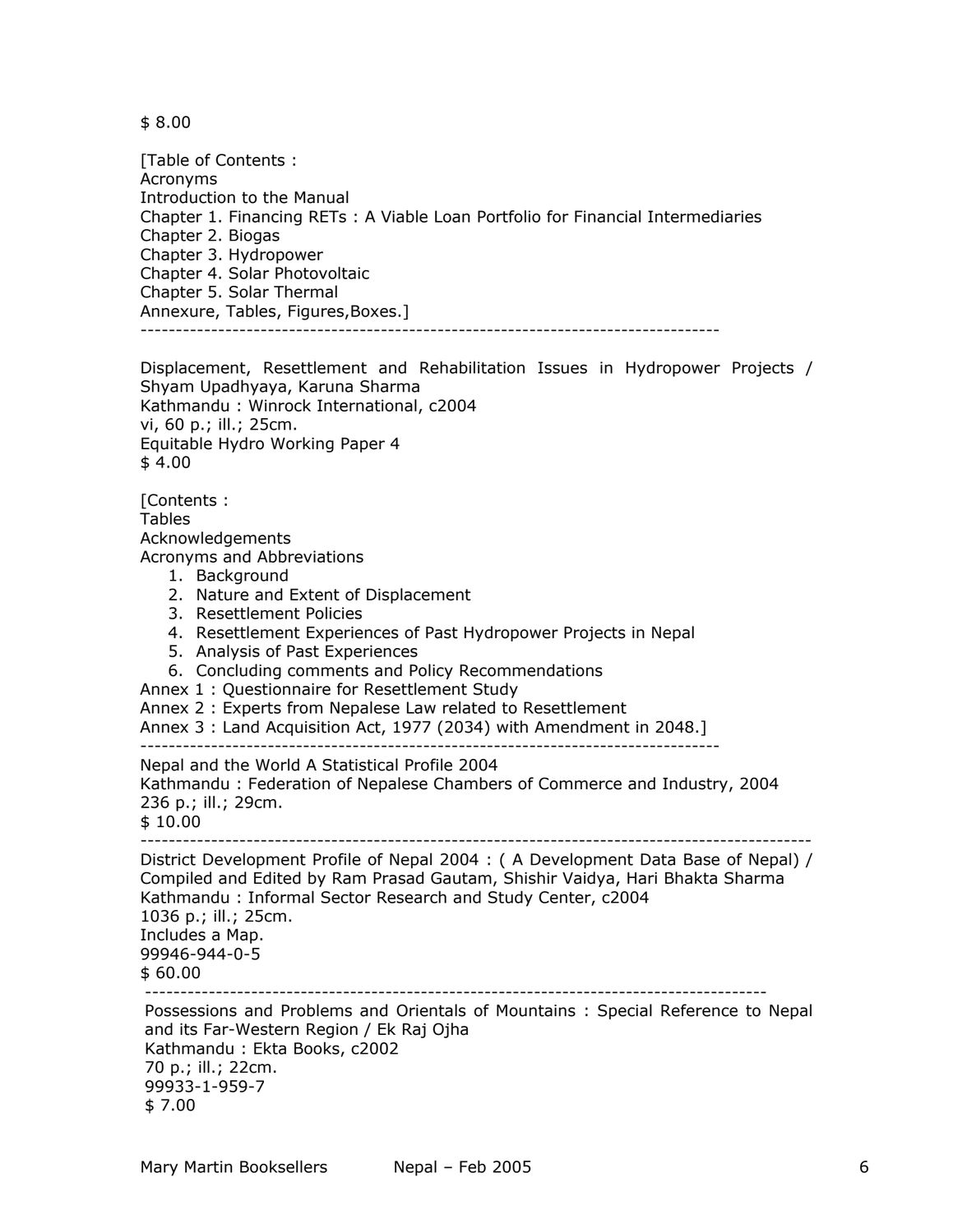$ 8.00

[Table of Contents :
Acronyms
Introduction to the Manual
Chapter 1. Financing RETs : A Viable Loan Portfolio for Financial Intermediaries
Chapter 2. Biogas
Chapter 3. Hydropower
Chapter 4. Solar Photovoltaic
Chapter 5. Solar Thermal
Annexure, Tables, Figures,Boxes.]

---

Displacement, Resettlement and Rehabilitation Issues in Hydropower Projects / Shyam Upadhyaya, Karuna Sharma
Kathmandu : Winrock International, c2004
vi, 60 p.; ill.; 25cm.
Equitable Hydro Working Paper 4
$ 4.00

[Contents :
Tables
Acknowledgements
Acronyms and Abbreviations

1. Background
2. Nature and Extent of Displacement
3. Resettlement Policies
4. Resettlement Experiences of Past Hydropower Projects in Nepal
5. Analysis of Past Experiences
6. Concluding comments and Policy Recommendations

Annex 1 : Questionnaire for Resettlement Study
Annex 2 : Experts from Nepalese Law related to Resettlement
Annex 3 : Land Acquisition Act, 1977 (2034) with Amendment in 2048.]

---

Nepal and the World A Statistical Profile 2004
Kathmandu : Federation of Nepalese Chambers of Commerce and Industry, 2004
236 p.; ill.; 29cm.
$ 10.00

---

District Development Profile of Nepal 2004 : ( A Development Data Base of Nepal) / Compiled and Edited by Ram Prasad Gautam, Shishir Vaidya, Hari Bhakta Sharma
Kathmandu : Informal Sector Research and Study Center, c2004
1036 p.; ill.; 25cm.
Includes a Map.
99946-944-0-5
$ 60.00

---

Possessions and Problems and Orientals of Mountains : Special Reference to Nepal and its Far-Western Region / Ek Raj Ojha
Kathmandu : Ekta Books, c2002
70 p.; ill.; 22cm.
99933-1-959-7
$ 7.00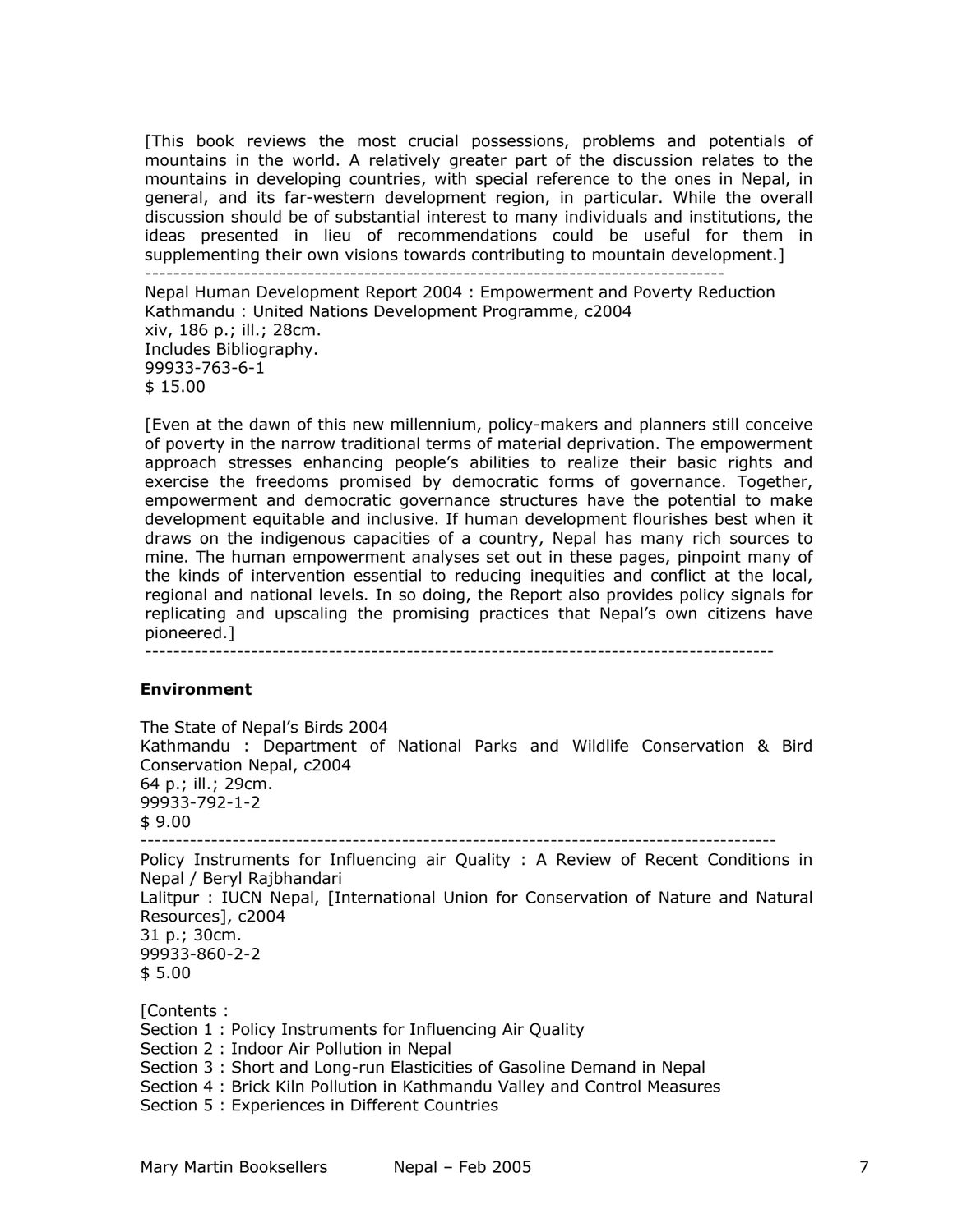[This book reviews the most crucial possessions, problems and potentials of mountains in the world. A relatively greater part of the discussion relates to the mountains in developing countries, with special reference to the ones in Nepal, in general, and its far-western development region, in particular. While the overall discussion should be of substantial interest to many individuals and institutions, the ideas presented in lieu of recommendations could be useful for them in supplementing their own visions towards contributing to mountain development.]

---------------------------------------------------------------------------------

Nepal Human Development Report 2004 : Empowerment and Poverty Reduction
Kathmandu : United Nations Development Programme, c2004
xiv, 186 p.; ill.; 28cm.
Includes Bibliography.
99933-763-6-1
$ 15.00

[Even at the dawn of this new millennium, policy-makers and planners still conceive of poverty in the narrow traditional terms of material deprivation. The empowerment approach stresses enhancing people's abilities to realize their basic rights and exercise the freedoms promised by democratic forms of governance. Together, empowerment and democratic governance structures have the potential to make development equitable and inclusive. If human development flourishes best when it draws on the indigenous capacities of a country, Nepal has many rich sources to mine. The human empowerment analyses set out in these pages, pinpoint many of the kinds of intervention essential to reducing inequities and conflict at the local, regional and national levels. In so doing, the Report also provides policy signals for replicating and upscaling the promising practices that Nepal's own citizens have pioneered.]

-----------------------------------------------------------------------------------------

**Environment**

The State of Nepal's Birds 2004
Kathmandu : Department of National Parks and Wildlife Conservation & Bird Conservation Nepal, c2004
64 p.; ill.; 29cm.
99933-792-1-2
$ 9.00

-----------------------------------------------------------------------------------------

Policy Instruments for Influencing air Quality : A Review of Recent Conditions in Nepal / Beryl Rajbhandari
Lalitpur : IUCN Nepal, [International Union for Conservation of Nature and Natural Resources], c2004
31 p.; 30cm.
99933-860-2-2
$ 5.00

[Contents :
Section 1 : Policy Instruments for Influencing Air Quality
Section 2 : Indoor Air Pollution in Nepal
Section 3 : Short and Long-run Elasticities of Gasoline Demand in Nepal
Section 4 : Brick Kiln Pollution in Kathmandu Valley and Control Measures
Section 5 : Experiences in Different Countries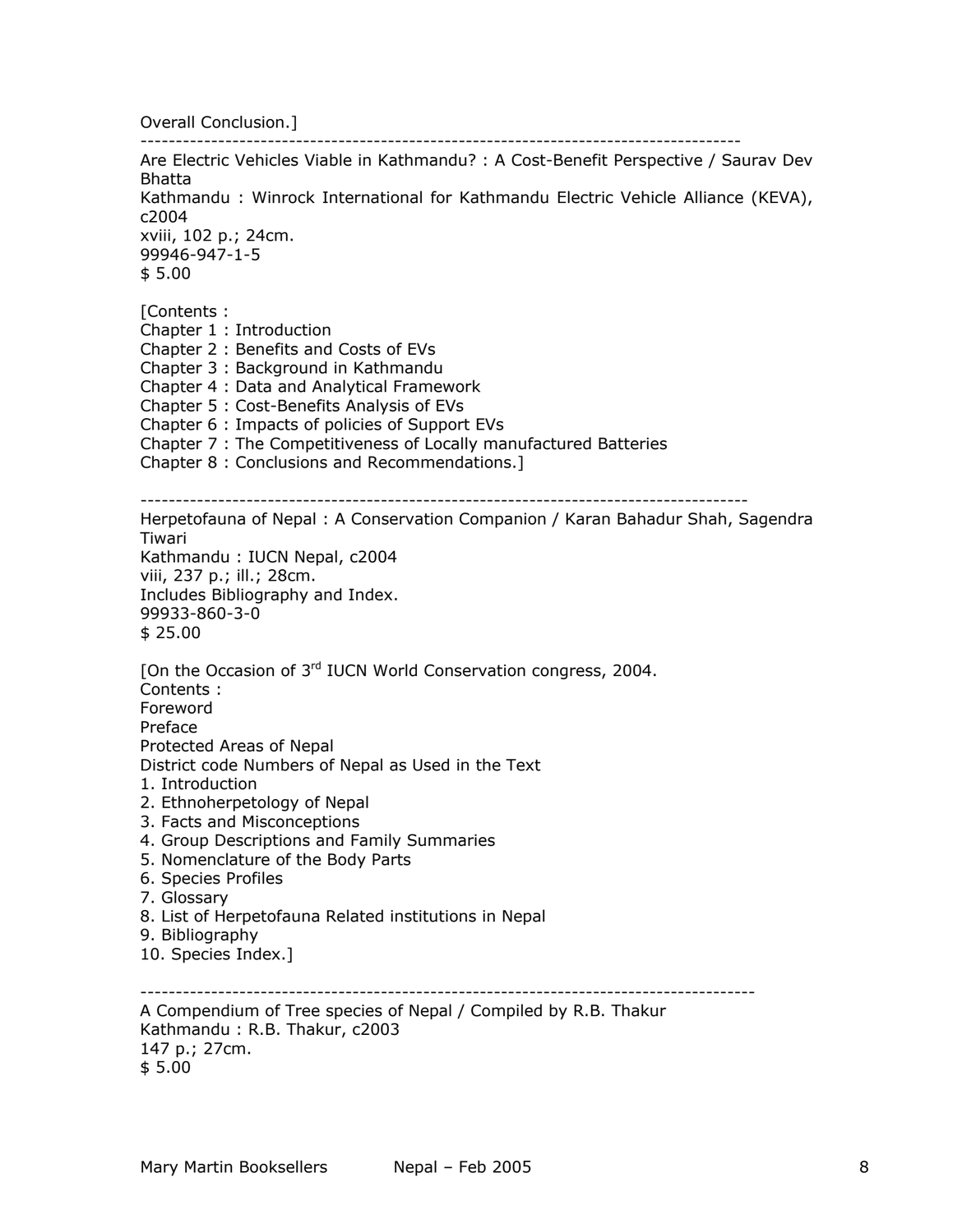Overall Conclusion.]

---

Are Electric Vehicles Viable in Kathmandu? : A Cost-Benefit Perspective / Saurav Dev Bhatta
Kathmandu : Winrock International for Kathmandu Electric Vehicle Alliance (KEVA), c2004
xviii, 102 p.; 24cm.
99946-947-1-5
$ 5.00

[Contents :
Chapter 1 : Introduction
Chapter 2 : Benefits and Costs of EVs
Chapter 3 : Background in Kathmandu
Chapter 4 : Data and Analytical Framework
Chapter 5 : Cost-Benefits Analysis of EVs
Chapter 6 : Impacts of policies of Support EVs
Chapter 7 : The Competitiveness of Locally manufactured Batteries
Chapter 8 : Conclusions and Recommendations.]

---

Herpetofauna of Nepal : A Conservation Companion / Karan Bahadur Shah, Sagendra Tiwari
Kathmandu : IUCN Nepal, c2004
viii, 237 p.; ill.; 28cm.
Includes Bibliography and Index.
99933-860-3-0
$ 25.00

[On the Occasion of 3rd IUCN World Conservation congress, 2004.
Contents :
Foreword
Preface
Protected Areas of Nepal
District code Numbers of Nepal as Used in the Text
1. Introduction
2. Ethnoherpetology of Nepal
3. Facts and Misconceptions
4. Group Descriptions and Family Summaries
5. Nomenclature of the Body Parts
6. Species Profiles
7. Glossary
8. List of Herpetofauna Related institutions in Nepal
9. Bibliography
10. Species Index.]

---

A Compendium of Tree species of Nepal / Compiled by R.B. Thakur
Kathmandu : R.B. Thakur, c2003
147 p.; 27cm.
$ 5.00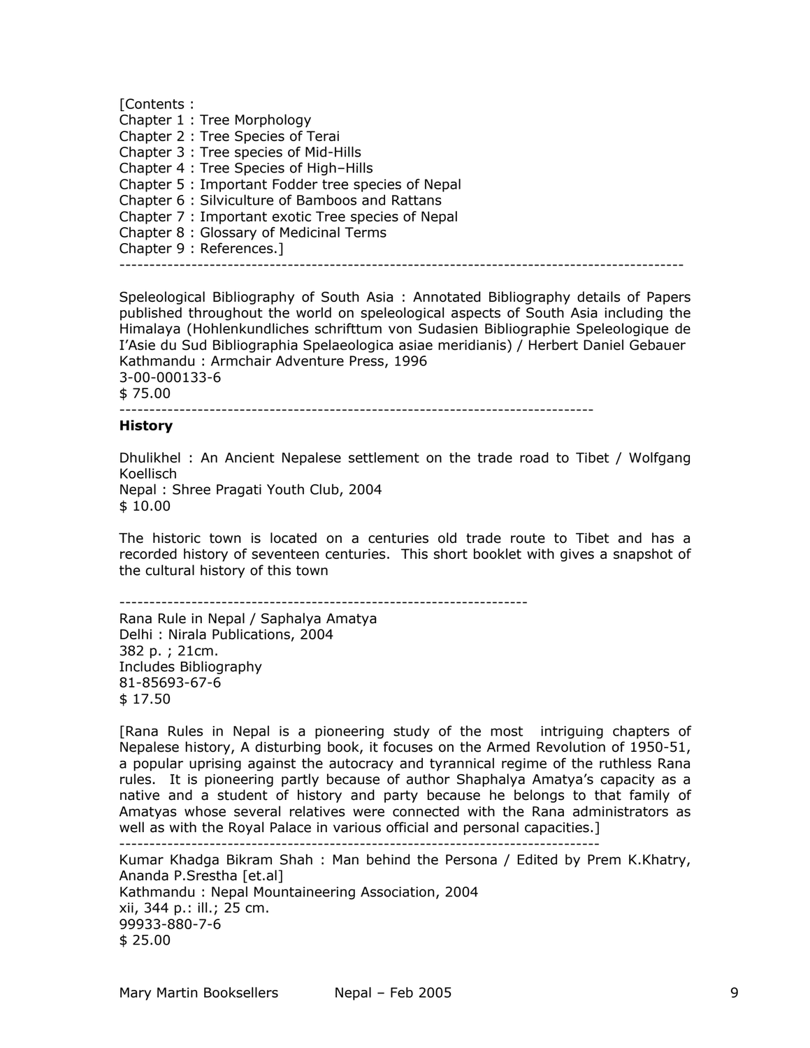[Contents :
Chapter 1 : Tree Morphology
Chapter 2 : Tree Species of Terai
Chapter 3 : Tree species of Mid-Hills
Chapter 4 : Tree Species of High–Hills
Chapter 5 : Important Fodder tree species of Nepal
Chapter 6 : Silviculture of Bamboos and Rattans
Chapter 7 : Important exotic Tree species of Nepal
Chapter 8 : Glossary of Medicinal Terms
Chapter 9 : References.]

---

Speleological Bibliography of South Asia : Annotated Bibliography details of Papers published throughout the world on speleological aspects of South Asia including the Himalaya (Hohlenkundliches schrifttum von Sudasien Bibliographie Speleologique de I'Asie du Sud Bibliographia Spelaeologica asiae meridianis) / Herbert Daniel Gebauer
Kathmandu : Armchair Adventure Press, 1996
3-00-000133-6
$ 75.00

---

**History**

Dhulikhel : An Ancient Nepalese settlement on the trade road to Tibet / Wolfgang Koellisch
Nepal : Shree Pragati Youth Club, 2004
$ 10.00

The historic town is located on a centuries old trade route to Tibet and has a recorded history of seventeen centuries. This short booklet with gives a snapshot of the cultural history of this town

---

Rana Rule in Nepal / Saphalya Amatya
Delhi : Nirala Publications, 2004
382 p. ; 21cm.
Includes Bibliography
81-85693-67-6
$ 17.50

[Rana Rules in Nepal is a pioneering study of the most intriguing chapters of Nepalese history, A disturbing book, it focuses on the Armed Revolution of 1950-51, a popular uprising against the autocracy and tyrannical regime of the ruthless Rana rules. It is pioneering partly because of author Shaphalya Amatya's capacity as a native and a student of history and party because he belongs to that family of Amatyas whose several relatives were connected with the Rana administrators as well as with the Royal Palace in various official and personal capacities.]

---

Kumar Khadga Bikram Shah : Man behind the Persona / Edited by Prem K.Khatry, Ananda P.Srestha [et.al]
Kathmandu : Nepal Mountaineering Association, 2004
xii, 344 p.: ill.; 25 cm.
99933-880-7-6
$ 25.00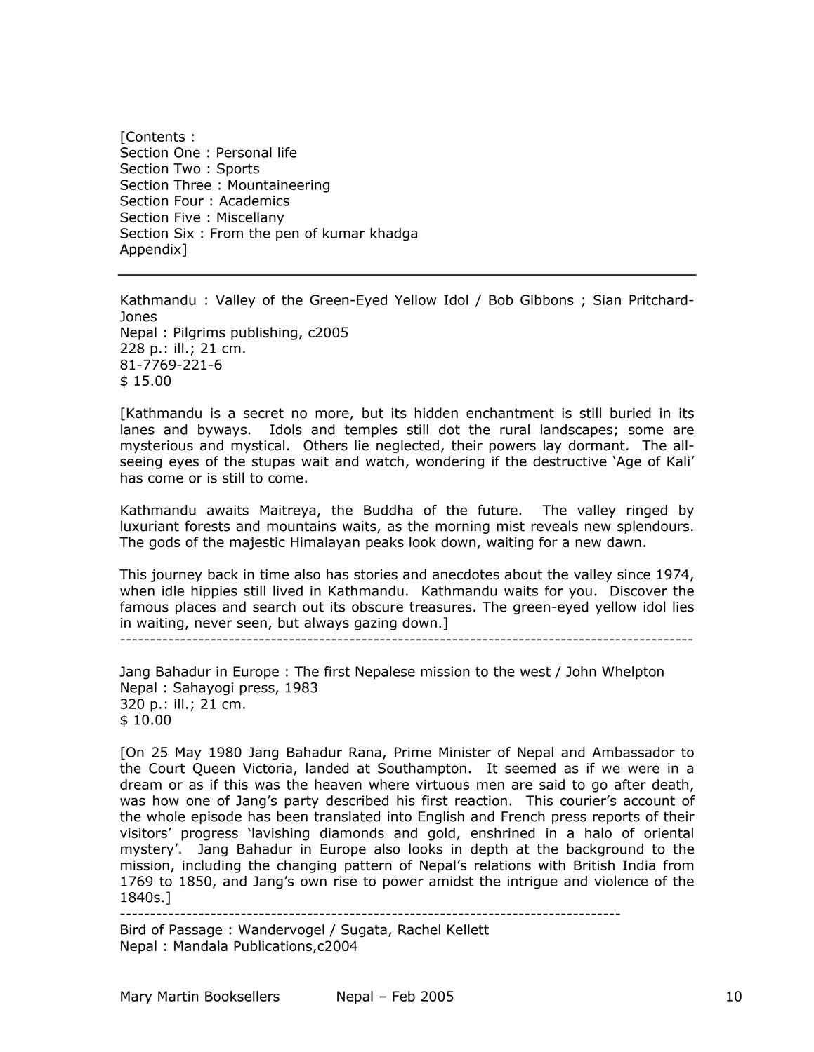[Contents :
Section One : Personal life
Section Two : Sports
Section Three : Mountaineering
Section Four : Academics
Section Five : Miscellany
Section Six : From the pen of kumar khadga
Appendix]

---

Kathmandu : Valley of the Green-Eyed Yellow Idol / Bob Gibbons ; Sian Pritchard-Jones
Nepal : Pilgrims publishing, c2005
228 p.: ill.; 21 cm.
81-7769-221-6
$ 15.00

[Kathmandu is a secret no more, but its hidden enchantment is still buried in its lanes and byways. Idols and temples still dot the rural landscapes; some are mysterious and mystical. Others lie neglected, their powers lay dormant. The all-seeing eyes of the stupas wait and watch, wondering if the destructive 'Age of Kali' has come or is still to come.

Kathmandu awaits Maitreya, the Buddha of the future. The valley ringed by luxuriant forests and mountains waits, as the morning mist reveals new splendours. The gods of the majestic Himalayan peaks look down, waiting for a new dawn.

This journey back in time also has stories and anecdotes about the valley since 1974, when idle hippies still lived in Kathmandu. Kathmandu waits for you. Discover the famous places and search out its obscure treasures. The green-eyed yellow idol lies in waiting, never seen, but always gazing down.]

---

Jang Bahadur in Europe : The first Nepalese mission to the west / John Whelpton
Nepal : Sahayogi press, 1983
320 p.: ill.; 21 cm.
$ 10.00

[On 25 May 1980 Jang Bahadur Rana, Prime Minister of Nepal and Ambassador to the Court Queen Victoria, landed at Southampton. It seemed as if we were in a dream or as if this was the heaven where virtuous men are said to go after death, was how one of Jang's party described his first reaction. This courier's account of the whole episode has been translated into English and French press reports of their visitors' progress 'lavishing diamonds and gold, enshrined in a halo of oriental mystery'. Jang Bahadur in Europe also looks in depth at the background to the mission, including the changing pattern of Nepal's relations with British India from 1769 to 1850, and Jang's own rise to power amidst the intrigue and violence of the 1840s.]

---

Bird of Passage : Wandervogel / Sugata, Rachel Kellett
Nepal : Mandala Publications,c2004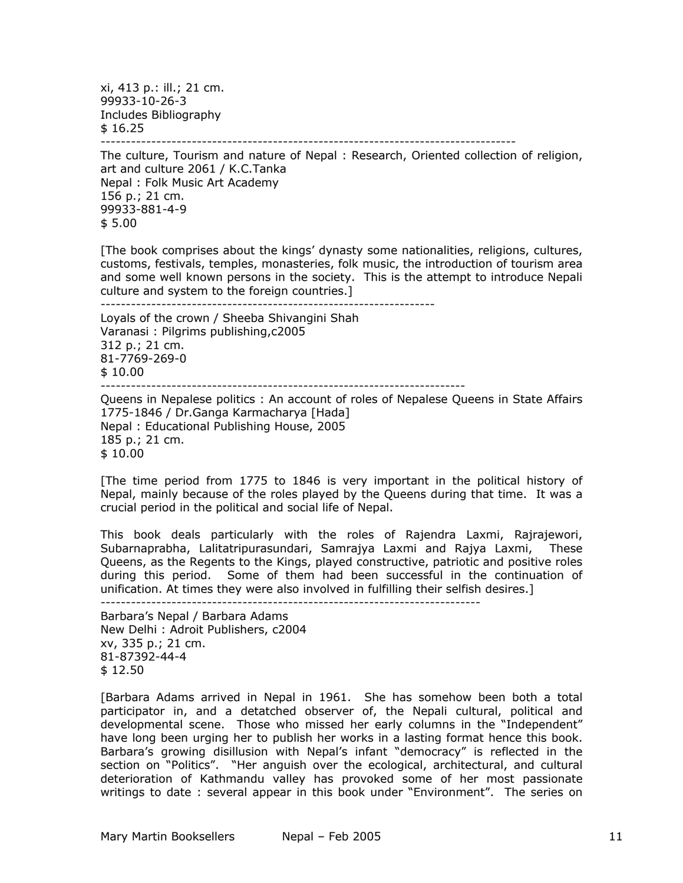xi, 413 p.: ill.; 21 cm.
99933-10-26-3
Includes Bibliography
$ 16.25

--------------------------------------------------------------------------------

The culture, Tourism and nature of Nepal : Research, Oriented collection of religion, art and culture 2061 / K.C.Tanka
Nepal : Folk Music Art Academy
156 p.; 21 cm.
99933-881-4-9
$ 5.00

[The book comprises about the kings' dynasty some nationalities, religions, cultures, customs, festivals, temples, monasteries, folk music, the introduction of tourism area and some well known persons in the society. This is the attempt to introduce Nepali culture and system to the foreign countries.]

-----------------------------------------------------------------

Loyals of the crown / Sheeba Shivangini Shah
Varanasi : Pilgrims publishing,c2005
312 p.; 21 cm.
81-7769-269-0
$ 10.00

-----------------------------------------------------------------------

Queens in Nepalese politics : An account of roles of Nepalese Queens in State Affairs 1775-1846 / Dr.Ganga Karmacharya [Hada]
Nepal : Educational Publishing House, 2005
185 p.; 21 cm.
$ 10.00

[The time period from 1775 to 1846 is very important in the political history of Nepal, mainly because of the roles played by the Queens during that time. It was a crucial period in the political and social life of Nepal.

This book deals particularly with the roles of Rajendra Laxmi, Rajrajewori, Subarnaprabha, Lalitatripurasundari, Samrajya Laxmi and Rajya Laxmi, These Queens, as the Regents to the Kings, played constructive, patriotic and positive roles during this period. Some of them had been successful in the continuation of unification. At times they were also involved in fulfilling their selfish desires.]

-------------------------------------------------------------------------

Barbara's Nepal / Barbara Adams
New Delhi : Adroit Publishers, c2004
xv, 335 p.; 21 cm.
81-87392-44-4
$ 12.50

[Barbara Adams arrived in Nepal in 1961. She has somehow been both a total participator in, and a detatched observer of, the Nepali cultural, political and developmental scene. Those who missed her early columns in the "Independent" have long been urging her to publish her works in a lasting format hence this book. Barbara's growing disillusion with Nepal's infant "democracy" is reflected in the section on "Politics". "Her anguish over the ecological, architectural, and cultural deterioration of Kathmandu valley has provoked some of her most passionate writings to date : several appear in this book under "Environment". The series on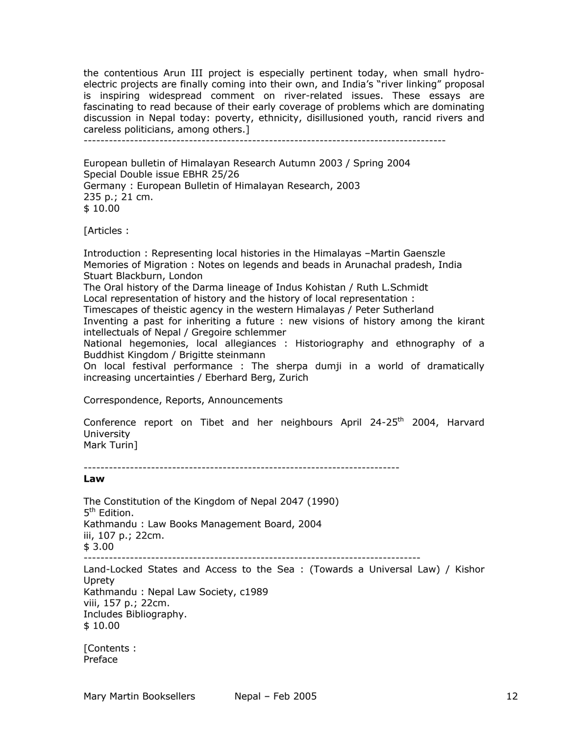the contentious Arun III project is especially pertinent today, when small hydro-electric projects are finally coming into their own, and India's "river linking" proposal is inspiring widespread comment on river-related issues. These essays are fascinating to read because of their early coverage of problems which are dominating discussion in Nepal today: poverty, ethnicity, disillusioned youth, rancid rivers and careless politicians, among others.]

---

European bulletin of Himalayan Research Autumn 2003 / Spring 2004
Special Double issue EBHR 25/26
Germany : European Bulletin of Himalayan Research, 2003
235 p.; 21 cm.
$ 10.00

[Articles :

Introduction : Representing local histories in the Himalayas –Martin Gaenszle
Memories of Migration : Notes on legends and beads in Arunachal pradesh, India
Stuart Blackburn, London
The Oral history of the Darma lineage of Indus Kohistan / Ruth L.Schmidt
Local representation of history and the history of local representation :
Timescapes of theistic agency in the western Himalayas / Peter Sutherland
Inventing a past for inheriting a future : new visions of history among the kirant intellectuals of Nepal / Gregoire schlemmer
National hegemonies, local allegiances : Historiography and ethnography of a Buddhist Kingdom / Brigitte steinmann
On local festival performance : The sherpa dumji in a world of dramatically increasing uncertainties / Eberhard Berg, Zurich

Correspondence, Reports, Announcements

Conference report on Tibet and her neighbours April 24-25th 2004, Harvard University
Mark Turin]

---

**Law**

The Constitution of the Kingdom of Nepal 2047 (1990)
5th Edition.
Kathmandu : Law Books Management Board, 2004
iii, 107 p.; 22cm.
$ 3.00

---

Land-Locked States and Access to the Sea : (Towards a Universal Law) / Kishor Uprety
Kathmandu : Nepal Law Society, c1989
viii, 157 p.; 22cm.
Includes Bibliography.
$ 10.00

[Contents :
Preface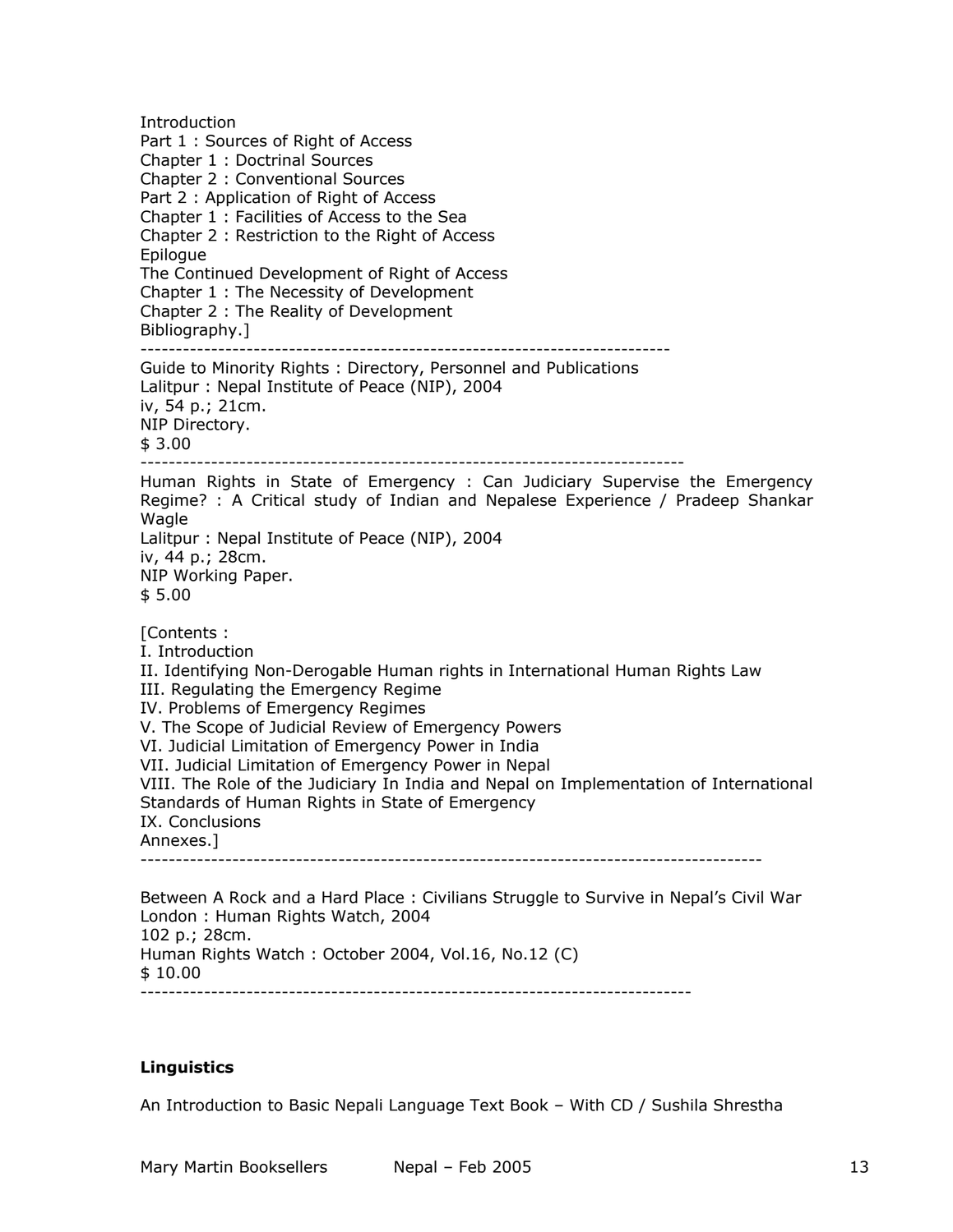Introduction
Part 1 : Sources of Right of Access
Chapter 1 : Doctrinal Sources
Chapter 2 : Conventional Sources
Part 2 : Application of Right of Access
Chapter 1 : Facilities of Access to the Sea
Chapter 2 : Restriction to the Right of Access
Epilogue
The Continued Development of Right of Access
Chapter 1 : The Necessity of Development
Chapter 2 : The Reality of Development
Bibliography.]

---

Guide to Minority Rights : Directory, Personnel and Publications
Lalitpur : Nepal Institute of Peace (NIP), 2004
iv, 54 p.; 21cm.
NIP Directory.
$ 3.00

---

Human Rights in State of Emergency : Can Judiciary Supervise the Emergency Regime? : A Critical study of Indian and Nepalese Experience / Pradeep Shankar Wagle
Lalitpur : Nepal Institute of Peace (NIP), 2004
iv, 44 p.; 28cm.
NIP Working Paper.
$ 5.00

[Contents :
I. Introduction
II. Identifying Non-Derogable Human rights in International Human Rights Law
III. Regulating the Emergency Regime
IV. Problems of Emergency Regimes
V. The Scope of Judicial Review of Emergency Powers
VI. Judicial Limitation of Emergency Power in India
VII. Judicial Limitation of Emergency Power in Nepal
VIII. The Role of the Judiciary In India and Nepal on Implementation of International Standards of Human Rights in State of Emergency
IX. Conclusions
Annexes.]

---

Between A Rock and a Hard Place : Civilians Struggle to Survive in Nepal's Civil War
London : Human Rights Watch, 2004
102 p.; 28cm.
Human Rights Watch : October 2004, Vol.16, No.12 (C)
$ 10.00

---

**Linguistics**

An Introduction to Basic Nepali Language Text Book – With CD / Sushila Shrestha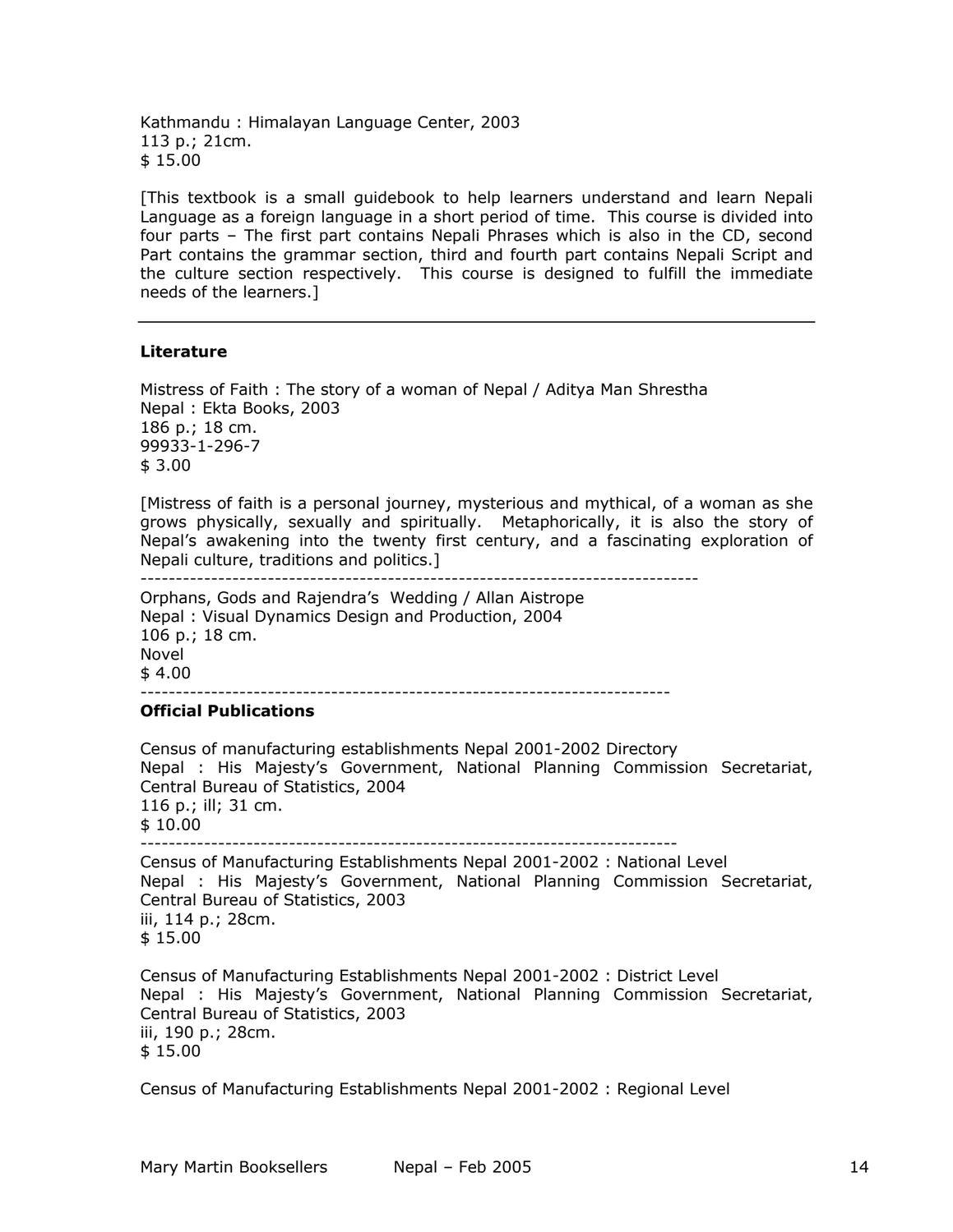Kathmandu : Himalayan Language Center, 2003
113 p.; 21cm.
$ 15.00

[This textbook is a small guidebook to help learners understand and learn Nepali Language as a foreign language in a short period of time. This course is divided into four parts – The first part contains Nepali Phrases which is also in the CD, second Part contains the grammar section, third and fourth part contains Nepali Script and the culture section respectively. This course is designed to fulfill the immediate needs of the learners.]

---

**Literature**

Mistress of Faith : The story of a woman of Nepal / Aditya Man Shrestha
Nepal : Ekta Books, 2003
186 p.; 18 cm.
99933-1-296-7
$ 3.00

[Mistress of faith is a personal journey, mysterious and mythical, of a woman as she grows physically, sexually and spiritually. Metaphorically, it is also the story of Nepal's awakening into the twenty first century, and a fascinating exploration of Nepali culture, traditions and politics.]

---

Orphans, Gods and Rajendra's Wedding / Allan Aistrope
Nepal : Visual Dynamics Design and Production, 2004
106 p.; 18 cm.
Novel
$ 4.00

---

**Official Publications**

Census of manufacturing establishments Nepal 2001-2002 Directory
Nepal : His Majesty's Government, National Planning Commission Secretariat, Central Bureau of Statistics, 2004
116 p.; ill; 31 cm.
$ 10.00

---

Census of Manufacturing Establishments Nepal 2001-2002 : National Level
Nepal : His Majesty's Government, National Planning Commission Secretariat, Central Bureau of Statistics, 2003
iii, 114 p.; 28cm.
$ 15.00

Census of Manufacturing Establishments Nepal 2001-2002 : District Level
Nepal : His Majesty's Government, National Planning Commission Secretariat, Central Bureau of Statistics, 2003
iii, 190 p.; 28cm.
$ 15.00

Census of Manufacturing Establishments Nepal 2001-2002 : Regional Level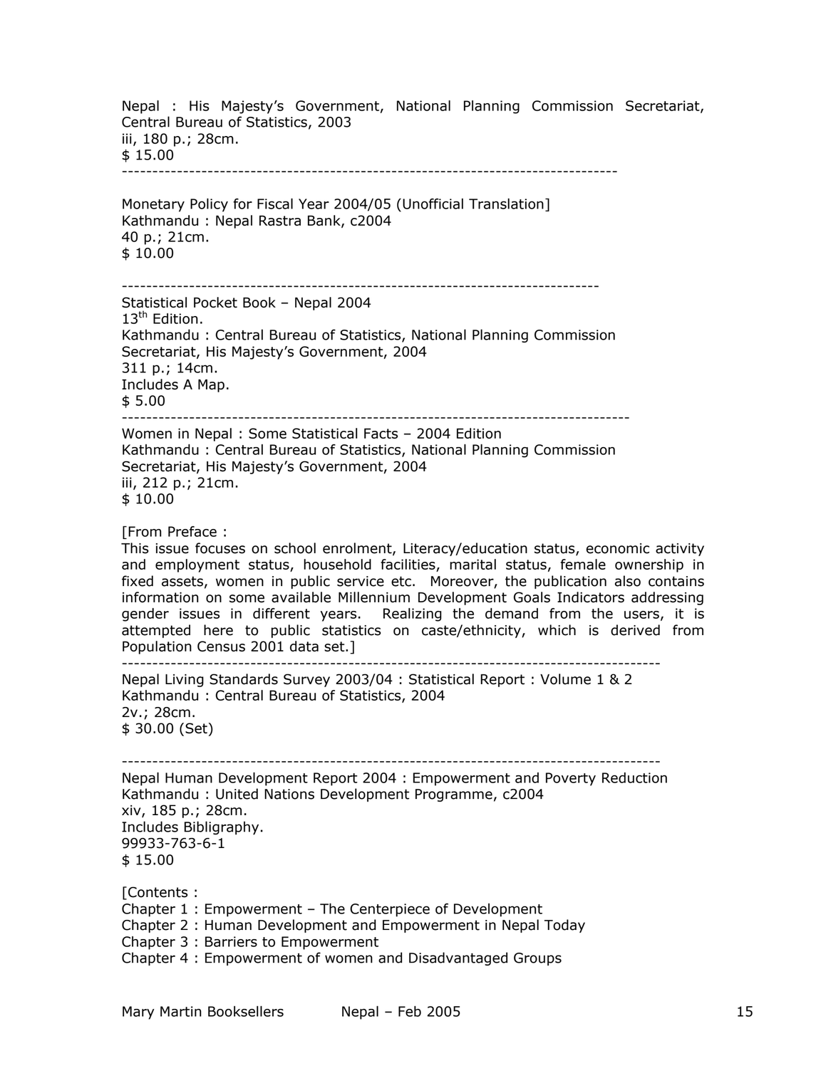Nepal : His Majesty's Government, National Planning Commission Secretariat, Central Bureau of Statistics, 2003
iii, 180 p.; 28cm.
$ 15.00

-------------------------------------------------------------------------------

Monetary Policy for Fiscal Year 2004/05 (Unofficial Translation]
Kathmandu : Nepal Rastra Bank, c2004
40 p.; 21cm.
$ 10.00

-----------------------------------------------------------------------------

Statistical Pocket Book – Nepal 2004
13th Edition.
Kathmandu : Central Bureau of Statistics, National Planning Commission Secretariat, His Majesty's Government, 2004
311 p.; 14cm.
Includes A Map.
$ 5.00

--------------------------------------------------------------------------------

Women in Nepal : Some Statistical Facts – 2004 Edition
Kathmandu : Central Bureau of Statistics, National Planning Commission Secretariat, His Majesty's Government, 2004
iii, 212 p.; 21cm.
$ 10.00

[From Preface :
This issue focuses on school enrolment, Literacy/education status, economic activity and employment status, household facilities, marital status, female ownership in fixed assets, women in public service etc. Moreover, the publication also contains information on some available Millennium Development Goals Indicators addressing gender issues in different years. Realizing the demand from the users, it is attempted here to public statistics on caste/ethnicity, which is derived from Population Census 2001 data set.]

-----------------------------------------------------------------------------------

Nepal Living Standards Survey 2003/04 : Statistical Report : Volume 1 & 2
Kathmandu : Central Bureau of Statistics, 2004
2v.; 28cm.
$ 30.00 (Set)

-----------------------------------------------------------------------------------

Nepal Human Development Report 2004 : Empowerment and Poverty Reduction
Kathmandu : United Nations Development Programme, c2004
xiv, 185 p.; 28cm.
Includes Bibliography.
99933-763-6-1
$ 15.00

[Contents :
Chapter 1 : Empowerment – The Centerpiece of Development
Chapter 2 : Human Development and Empowerment in Nepal Today
Chapter 3 : Barriers to Empowerment
Chapter 4 : Empowerment of women and Disadvantaged Groups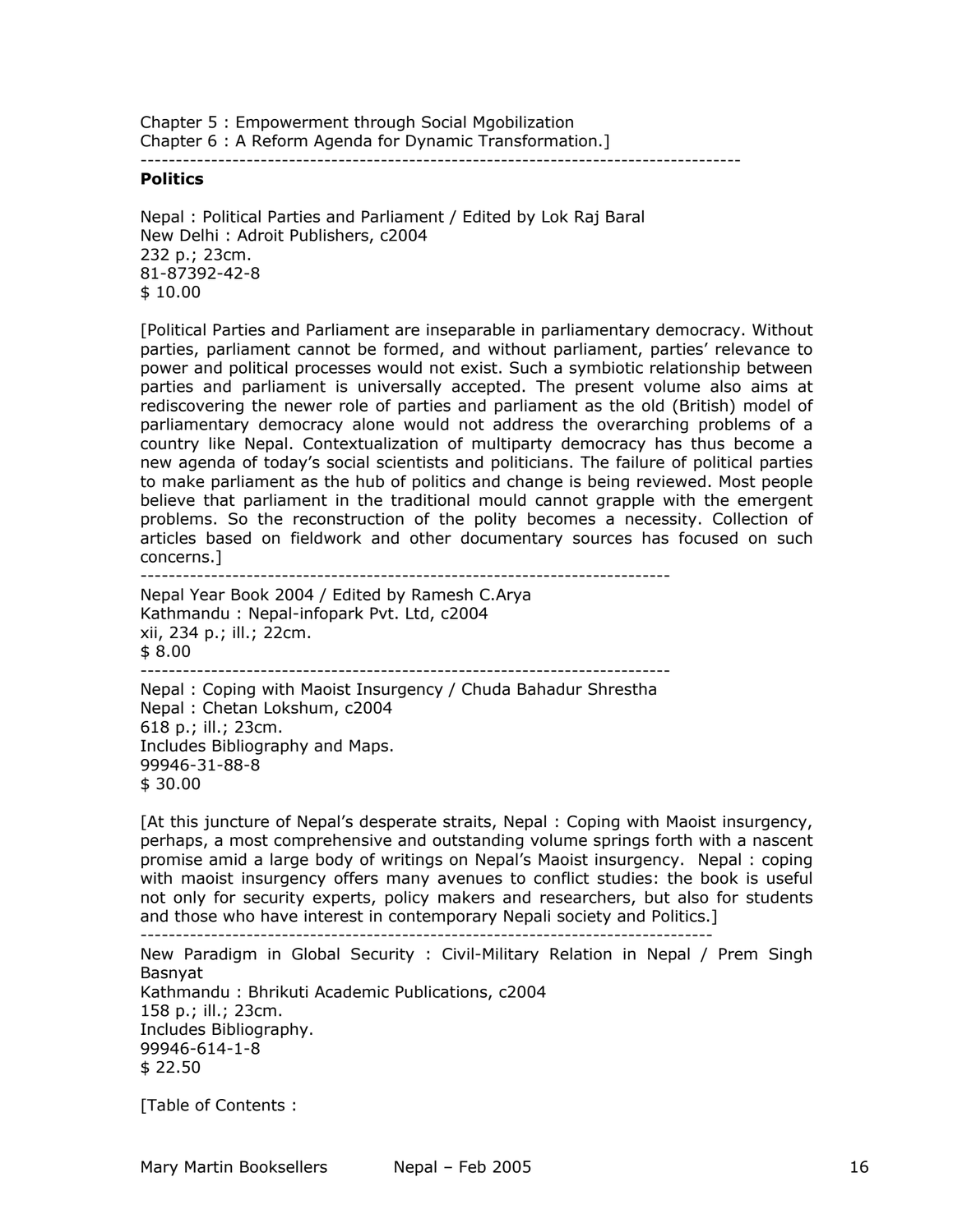Chapter 5 : Empowerment through Social Mgobilization
Chapter 6 : A Reform Agenda for Dynamic Transformation.]

---

**Politics**

Nepal : Political Parties and Parliament / Edited by Lok Raj Baral
New Delhi : Adroit Publishers, c2004
232 p.; 23cm.
81-87392-42-8
$ 10.00

[Political Parties and Parliament are inseparable in parliamentary democracy. Without parties, parliament cannot be formed, and without parliament, parties' relevance to power and political processes would not exist. Such a symbiotic relationship between parties and parliament is universally accepted. The present volume also aims at rediscovering the newer role of parties and parliament as the old (British) model of parliamentary democracy alone would not address the overarching problems of a country like Nepal. Contextualization of multiparty democracy has thus become a new agenda of today's social scientists and politicians. The failure of political parties to make parliament as the hub of politics and change is being reviewed. Most people believe that parliament in the traditional mould cannot grapple with the emergent problems. So the reconstruction of the polity becomes a necessity. Collection of articles based on fieldwork and other documentary sources has focused on such concerns.]

---

Nepal Year Book 2004 / Edited by Ramesh C.Arya
Kathmandu : Nepal-infopark Pvt. Ltd, c2004
xii, 234 p.; ill.; 22cm.
$ 8.00

---

Nepal : Coping with Maoist Insurgency / Chuda Bahadur Shrestha
Nepal : Chetan Lokshum, c2004
618 p.; ill.; 23cm.
Includes Bibliography and Maps.
99946-31-88-8
$ 30.00

[At this juncture of Nepal's desperate straits, Nepal : Coping with Maoist insurgency, perhaps, a most comprehensive and outstanding volume springs forth with a nascent promise amid a large body of writings on Nepal's Maoist insurgency. Nepal : coping with maoist insurgency offers many avenues to conflict studies: the book is useful not only for security experts, policy makers and researchers, but also for students and those who have interest in contemporary Nepali society and Politics.]

---

New Paradigm in Global Security : Civil-Military Relation in Nepal / Prem Singh Basnyat
Kathmandu : Bhrikuti Academic Publications, c2004
158 p.; ill.; 23cm.
Includes Bibliography.
99946-614-1-8
$ 22.50

[Table of Contents :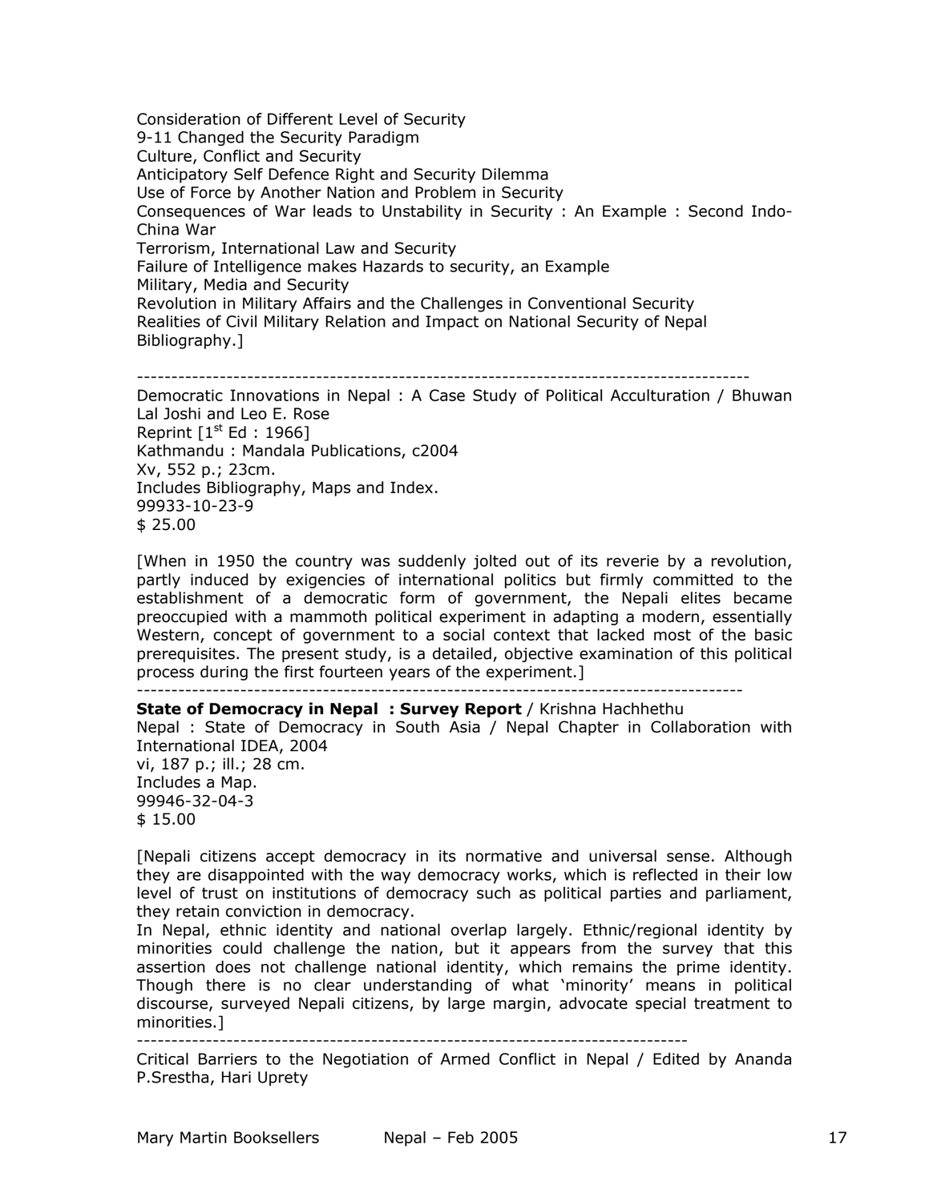Consideration of Different Level of Security
9-11 Changed the Security Paradigm
Culture, Conflict and Security
Anticipatory Self Defence Right and Security Dilemma
Use of Force by Another Nation and Problem in Security
Consequences of War leads to Unstability in Security : An Example : Second Indo-China War
Terrorism, International Law and Security
Failure of Intelligence makes Hazards to security, an Example
Military, Media and Security
Revolution in Military Affairs and the Challenges in Conventional Security
Realities of Civil Military Relation and Impact on National Security of Nepal
Bibliography.]

------------------------------------------------------------------------------------------

Democratic Innovations in Nepal : A Case Study of Political Acculturation / Bhuwan Lal Joshi and Leo E. Rose
Reprint [1st Ed : 1966]
Kathmandu : Mandala Publications, c2004
Xv, 552 p.; 23cm.
Includes Bibliography, Maps and Index.
99933-10-23-9
$ 25.00

[When in 1950 the country was suddenly jolted out of its reverie by a revolution, partly induced by exigencies of international politics but firmly committed to the establishment of a democratic form of government, the Nepali elites became preoccupied with a mammoth political experiment in adapting a modern, essentially Western, concept of government to a social context that lacked most of the basic prerequisites. The present study, is a detailed, objective examination of this political process during the first fourteen years of the experiment.]

------------------------------------------------------------------------------------------

**State of Democracy in Nepal : Survey Report** / Krishna Hachhethu
Nepal : State of Democracy in South Asia / Nepal Chapter in Collaboration with International IDEA, 2004
vi, 187 p.; ill.; 28 cm.
Includes a Map.
99946-32-04-3
$ 15.00

[Nepali citizens accept democracy in its normative and universal sense. Although they are disappointed with the way democracy works, which is reflected in their low level of trust on institutions of democracy such as political parties and parliament, they retain conviction in democracy.
In Nepal, ethnic identity and national overlap largely. Ethnic/regional identity by minorities could challenge the nation, but it appears from the survey that this assertion does not challenge national identity, which remains the prime identity. Though there is no clear understanding of what 'minority' means in political discourse, surveyed Nepali citizens, by large margin, advocate special treatment to minorities.]

------------------------------------------------------------------------------

Critical Barriers to the Negotiation of Armed Conflict in Nepal / Edited by Ananda P.Srestha, Hari Uprety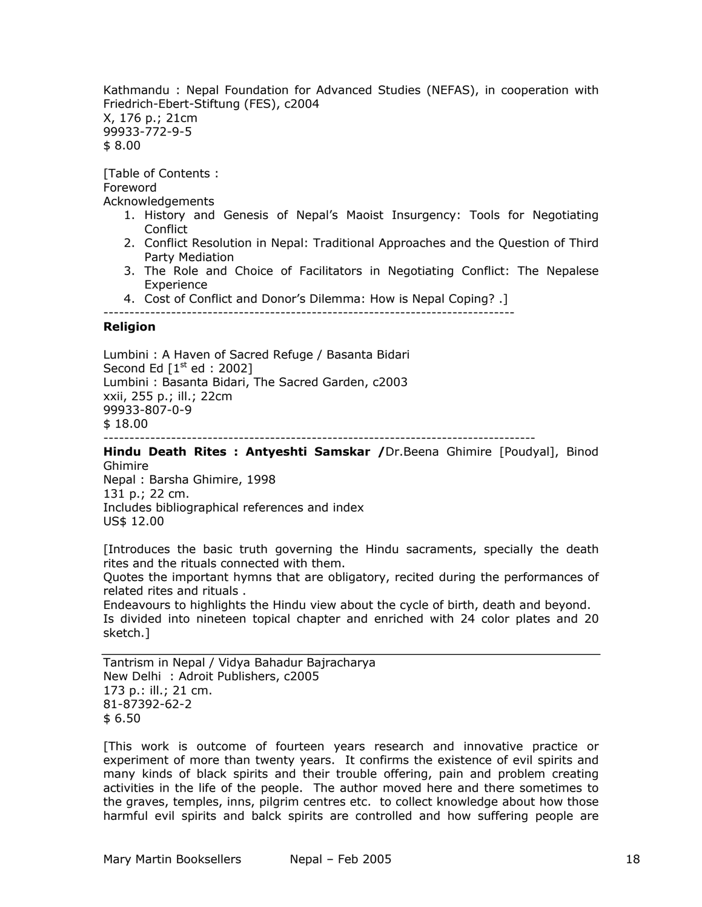Kathmandu : Nepal Foundation for Advanced Studies (NEFAS), in cooperation with Friedrich-Ebert-Stiftung (FES), c2004
X, 176 p.; 21cm
99933-772-9-5
$ 8.00

[Table of Contents :
Foreword
Acknowledgements

1. History and Genesis of Nepal's Maoist Insurgency: Tools for Negotiating Conflict
2. Conflict Resolution in Nepal: Traditional Approaches and the Question of Third Party Mediation
3. The Role and Choice of Facilitators in Negotiating Conflict: The Nepalese Experience
4. Cost of Conflict and Donor's Dilemma: How is Nepal Coping? .]

--------------------------------------------------------------------------------

**Religion**

Lumbini : A Haven of Sacred Refuge / Basanta Bidari
Second Ed [1st ed : 2002]
Lumbini : Basanta Bidari, The Sacred Garden, c2003
xxii, 255 p.; ill.; 22cm
99933-807-0-9
$ 18.00

--------------------------------------------------------------------------------

**Hindu Death Rites : Antyeshti Samskar /**Dr.Beena Ghimire [Poudyal], Binod Ghimire
Nepal : Barsha Ghimire, 1998
131 p.; 22 cm.
Includes bibliographical references and index
US$ 12.00

[Introduces the basic truth governing the Hindu sacraments, specially the death rites and the rituals connected with them.
Quotes the important hymns that are obligatory, recited during the performances of related rites and rituals .
Endeavours to highlights the Hindu view about the cycle of birth, death and beyond.
Is divided into nineteen topical chapter and enriched with 24 color plates and 20 sketch.]

---

Tantrism in Nepal / Vidya Bahadur Bajracharya
New Delhi : Adroit Publishers, c2005
173 p.: ill.; 21 cm.
81-87392-62-2
$ 6.50

[This work is outcome of fourteen years research and innovative practice or experiment of more than twenty years. It confirms the existence of evil spirits and many kinds of black spirits and their trouble offering, pain and problem creating activities in the life of the people. The author moved here and there sometimes to the graves, temples, inns, pilgrim centres etc. to collect knowledge about how those harmful evil spirits and balck spirits are controlled and how suffering people are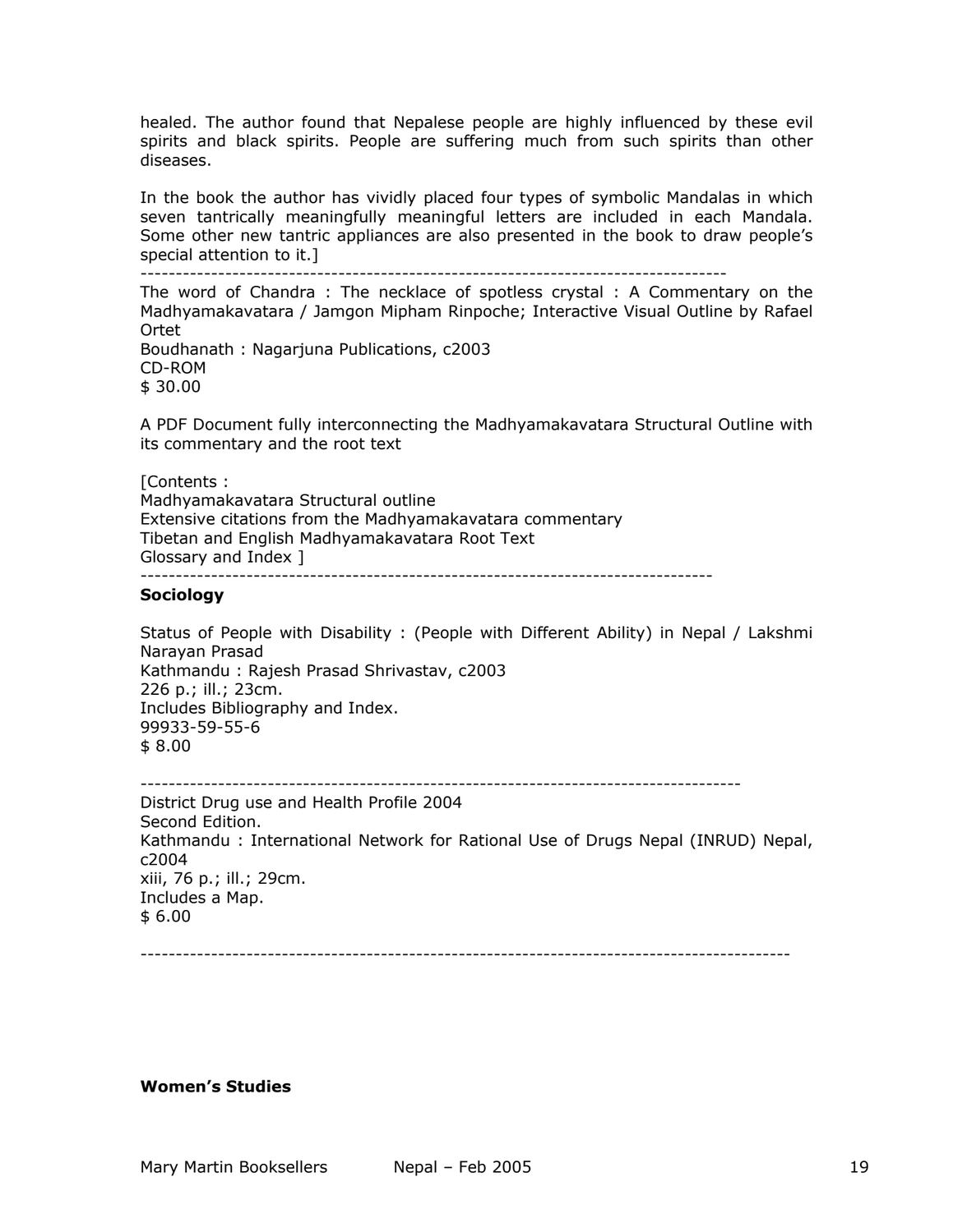healed. The author found that Nepalese people are highly influenced by these evil spirits and black spirits. People are suffering much from such spirits than other diseases.

In the book the author has vividly placed four types of symbolic Mandalas in which seven tantrically meaningfully meaningful letters are included in each Mandala. Some other new tantric appliances are also presented in the book to draw people's special attention to it.]

--------------------------------------------------------------------------------

The word of Chandra : The necklace of spotless crystal : A Commentary on the Madhyamakavatara / Jamgon Mipham Rinpoche; Interactive Visual Outline by Rafael Ortet  
Boudhanath : Nagarjuna Publications, c2003  
CD-ROM  
$ 30.00

A PDF Document fully interconnecting the Madhyamakavatara Structural Outline with its commentary and the root text

[Contents :  
Madhyamakavatara Structural outline  
Extensive citations from the Madhyamakavatara commentary  
Tibetan and English Madhyamakavatara Root Text  
Glossary and Index ]

--------------------------------------------------------------------------------

**Sociology**

Status of People with Disability : (People with Different Ability) in Nepal / Lakshmi Narayan Prasad  
Kathmandu : Rajesh Prasad Shrivastav, c2003  
226 p.; ill.; 23cm.  
Includes Bibliography and Index.  
99933-59-55-6  
$ 8.00

--------------------------------------------------------------------------------

District Drug use and Health Profile 2004  
Second Edition.  
Kathmandu : International Network for Rational Use of Drugs Nepal (INRUD) Nepal, c2004  
xiii, 76 p.; ill.; 29cm.  
Includes a Map.  
$ 6.00

--------------------------------------------------------------------------------

**Women's Studies**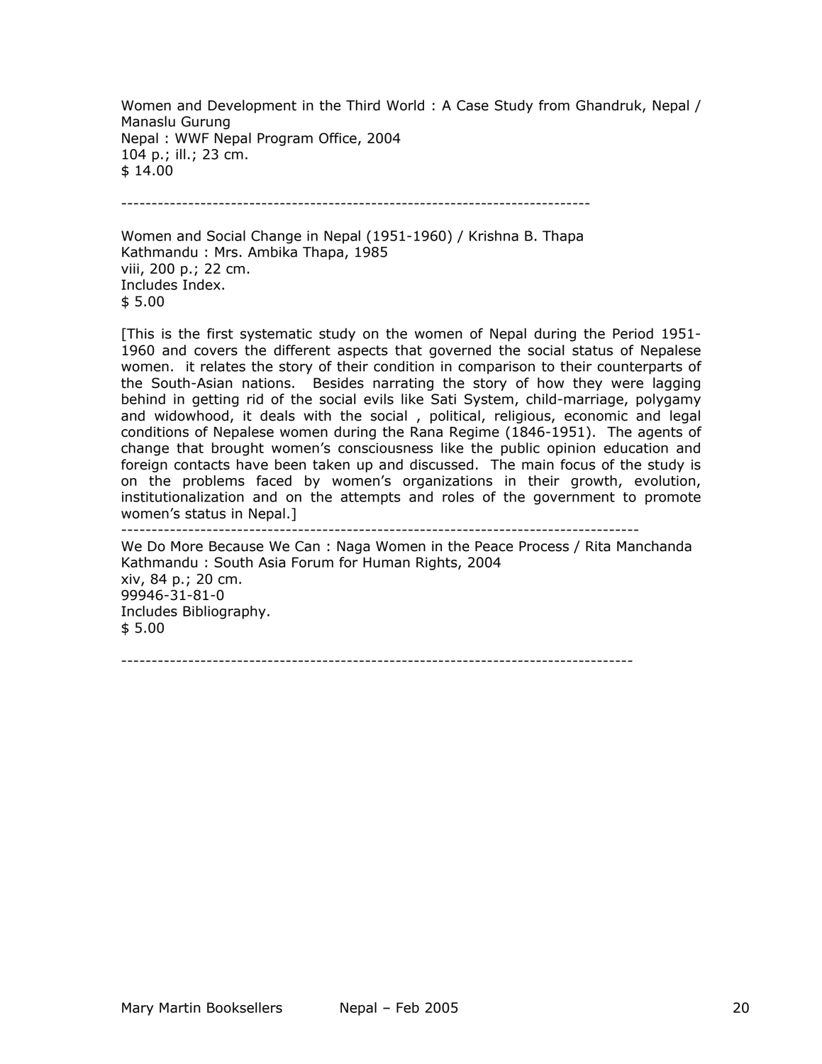Women and Development in the Third World : A Case Study from Ghandruk, Nepal / Manaslu Gurung
Nepal : WWF Nepal Program Office, 2004
104 p.; ill.; 23 cm.
$ 14.00

---

Women and Social Change in Nepal (1951-1960) / Krishna B. Thapa
Kathmandu : Mrs. Ambika Thapa, 1985
viii, 200 p.; 22 cm.
Includes Index.
$ 5.00

[This is the first systematic study on the women of Nepal during the Period 1951-1960 and covers the different aspects that governed the social status of Nepalese women. it relates the story of their condition in comparison to their counterparts of the South-Asian nations. Besides narrating the story of how they were lagging behind in getting rid of the social evils like Sati System, child-marriage, polygamy and widowhood, it deals with the social , political, religious, economic and legal conditions of Nepalese women during the Rana Regime (1846-1951). The agents of change that brought women's consciousness like the public opinion education and foreign contacts have been taken up and discussed. The main focus of the study is on the problems faced by women's organizations in their growth, evolution, institutionalization and on the attempts and roles of the government to promote women's status in Nepal.]

---

We Do More Because We Can : Naga Women in the Peace Process / Rita Manchanda
Kathmandu : South Asia Forum for Human Rights, 2004
xiv, 84 p.; 20 cm.
99946-31-81-0
Includes Bibliography.
$ 5.00

---